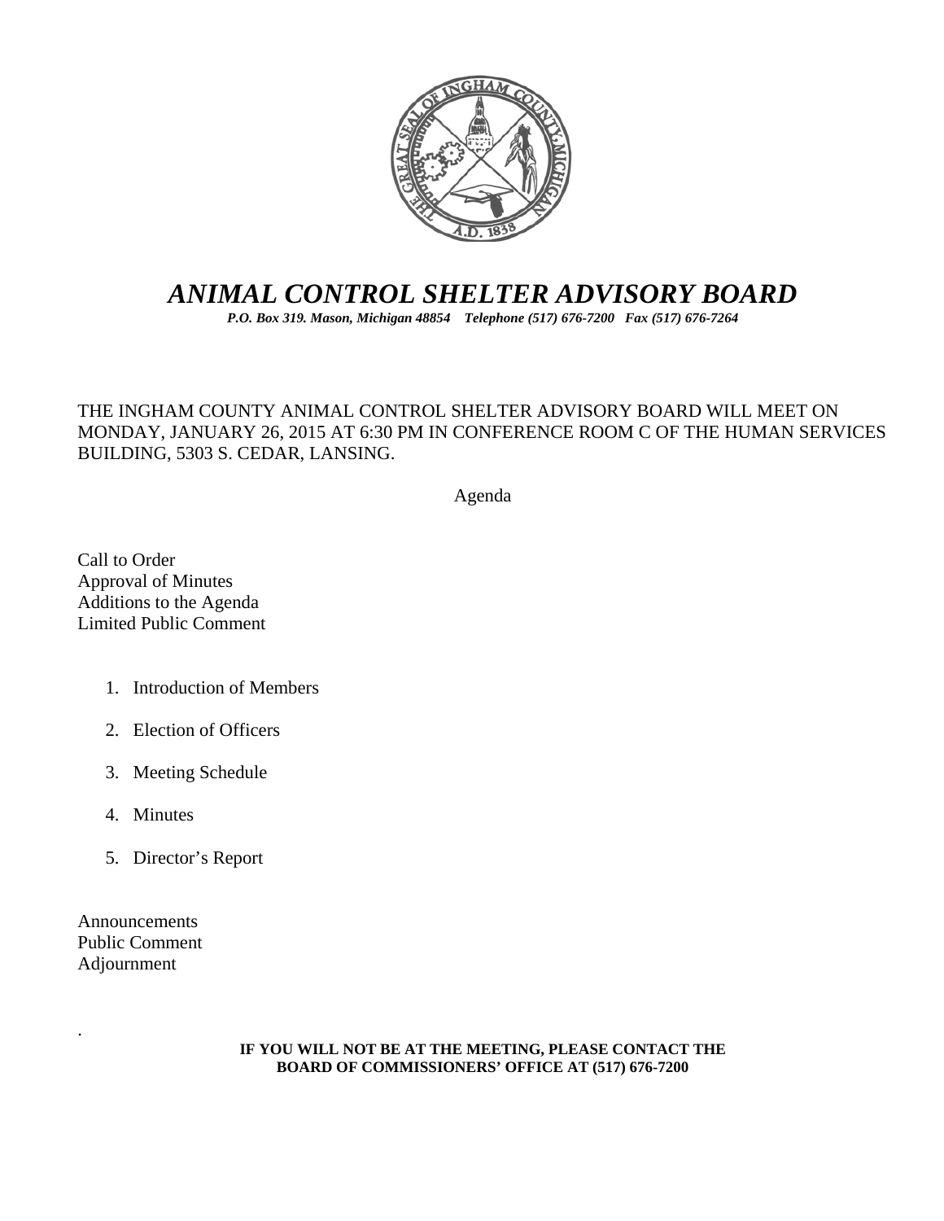# *ANIMAL CONTROL SHELTER ADVISORY BOARD*

***P.O. Box 319. Mason, Michigan 48854 Telephone (517) 676-7200 Fax (517) 676-7264***

THE INGHAM COUNTY ANIMAL CONTROL SHELTER ADVISORY BOARD WILL MEET ON MONDAY, JANUARY 26, 2015 AT 6:30 PM IN CONFERENCE ROOM C OF THE HUMAN SERVICES BUILDING, 5303 S. CEDAR, LANSING.

Agenda

Call to Order
Approval of Minutes
Additions to the Agenda
Limited Public Comment

1. Introduction of Members
2. Election of Officers
3. Meeting Schedule
4. Minutes
5. Director's Report

Announcements
Public Comment
Adjournment

.

**IF YOU WILL NOT BE AT THE MEETING, PLEASE CONTACT THE BOARD OF COMMISSIONERS' OFFICE AT (517) 676-7200**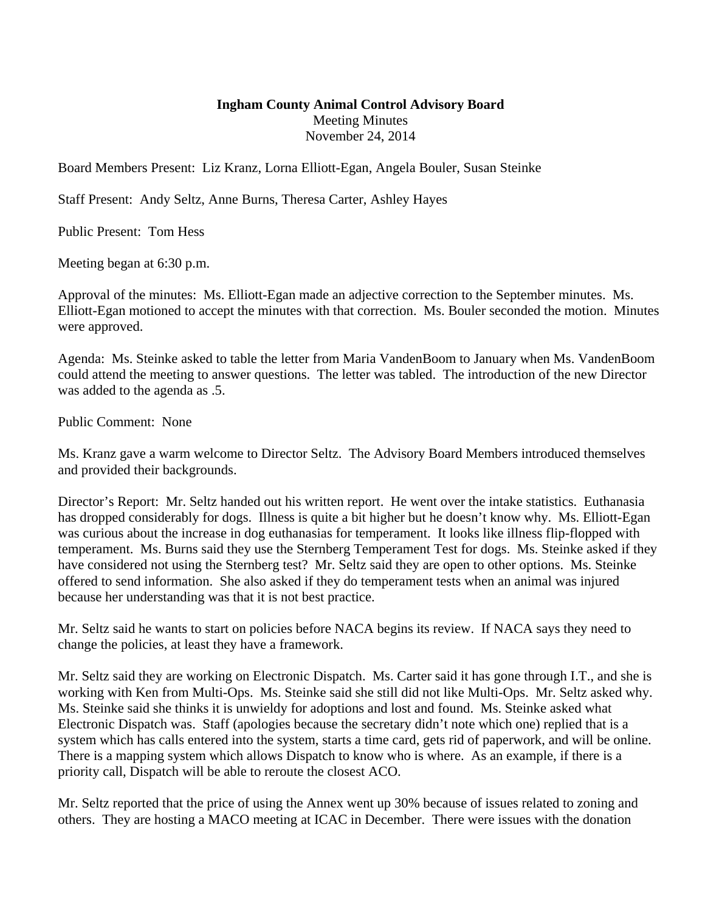**Ingham County Animal Control Advisory Board**
Meeting Minutes
November 24, 2014

Board Members Present: Liz Kranz, Lorna Elliott-Egan, Angela Bouler, Susan Steinke

Staff Present: Andy Seltz, Anne Burns, Theresa Carter, Ashley Hayes

Public Present: Tom Hess

Meeting began at 6:30 p.m.

Approval of the minutes: Ms. Elliott-Egan made an adjective correction to the September minutes. Ms. Elliott-Egan motioned to accept the minutes with that correction. Ms. Bouler seconded the motion. Minutes were approved.

Agenda: Ms. Steinke asked to table the letter from Maria VandenBoom to January when Ms. VandenBoom could attend the meeting to answer questions. The letter was tabled. The introduction of the new Director was added to the agenda as .5.

Public Comment: None

Ms. Kranz gave a warm welcome to Director Seltz. The Advisory Board Members introduced themselves and provided their backgrounds.

Director's Report: Mr. Seltz handed out his written report. He went over the intake statistics. Euthanasia has dropped considerably for dogs. Illness is quite a bit higher but he doesn't know why. Ms. Elliott-Egan was curious about the increase in dog euthanasias for temperament. It looks like illness flip-flopped with temperament. Ms. Burns said they use the Sternberg Temperament Test for dogs. Ms. Steinke asked if they have considered not using the Sternberg test? Mr. Seltz said they are open to other options. Ms. Steinke offered to send information. She also asked if they do temperament tests when an animal was injured because her understanding was that it is not best practice.

Mr. Seltz said he wants to start on policies before NACA begins its review. If NACA says they need to change the policies, at least they have a framework.

Mr. Seltz said they are working on Electronic Dispatch. Ms. Carter said it has gone through I.T., and she is working with Ken from Multi-Ops. Ms. Steinke said she still did not like Multi-Ops. Mr. Seltz asked why. Ms. Steinke said she thinks it is unwieldy for adoptions and lost and found. Ms. Steinke asked what Electronic Dispatch was. Staff (apologies because the secretary didn't note which one) replied that is a system which has calls entered into the system, starts a time card, gets rid of paperwork, and will be online. There is a mapping system which allows Dispatch to know who is where. As an example, if there is a priority call, Dispatch will be able to reroute the closest ACO.

Mr. Seltz reported that the price of using the Annex went up 30% because of issues related to zoning and others. They are hosting a MACO meeting at ICAC in December. There were issues with the donation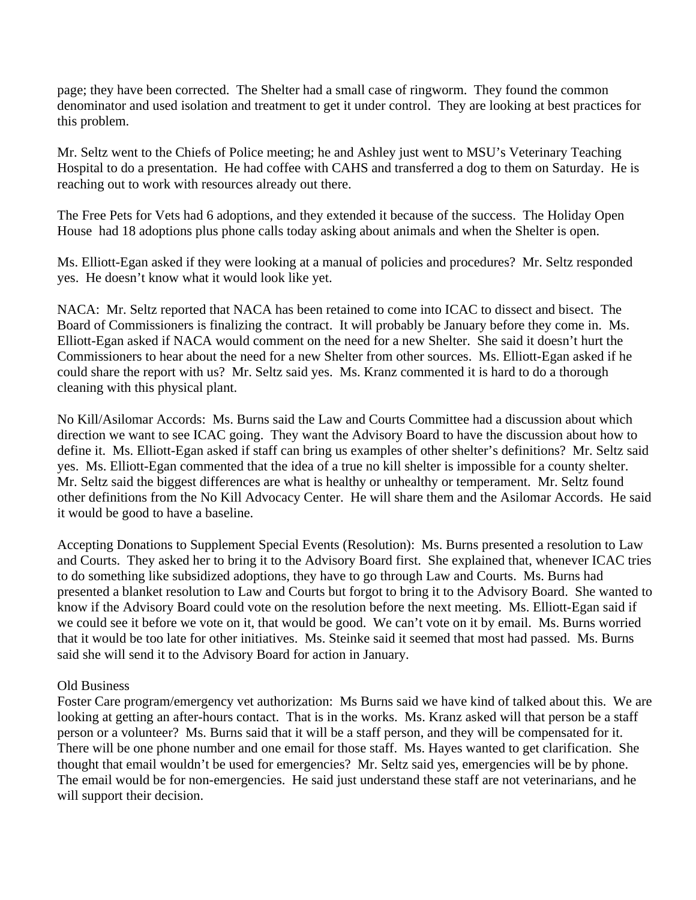page; they have been corrected. The Shelter had a small case of ringworm. They found the common denominator and used isolation and treatment to get it under control. They are looking at best practices for this problem.

Mr. Seltz went to the Chiefs of Police meeting; he and Ashley just went to MSU's Veterinary Teaching Hospital to do a presentation. He had coffee with CAHS and transferred a dog to them on Saturday. He is reaching out to work with resources already out there.

The Free Pets for Vets had 6 adoptions, and they extended it because of the success. The Holiday Open House had 18 adoptions plus phone calls today asking about animals and when the Shelter is open.

Ms. Elliott-Egan asked if they were looking at a manual of policies and procedures? Mr. Seltz responded yes. He doesn't know what it would look like yet.

NACA: Mr. Seltz reported that NACA has been retained to come into ICAC to dissect and bisect. The Board of Commissioners is finalizing the contract. It will probably be January before they come in. Ms. Elliott-Egan asked if NACA would comment on the need for a new Shelter. She said it doesn't hurt the Commissioners to hear about the need for a new Shelter from other sources. Ms. Elliott-Egan asked if he could share the report with us? Mr. Seltz said yes. Ms. Kranz commented it is hard to do a thorough cleaning with this physical plant.

No Kill/Asilomar Accords: Ms. Burns said the Law and Courts Committee had a discussion about which direction we want to see ICAC going. They want the Advisory Board to have the discussion about how to define it. Ms. Elliott-Egan asked if staff can bring us examples of other shelter's definitions? Mr. Seltz said yes. Ms. Elliott-Egan commented that the idea of a true no kill shelter is impossible for a county shelter. Mr. Seltz said the biggest differences are what is healthy or unhealthy or temperament. Mr. Seltz found other definitions from the No Kill Advocacy Center. He will share them and the Asilomar Accords. He said it would be good to have a baseline.

Accepting Donations to Supplement Special Events (Resolution): Ms. Burns presented a resolution to Law and Courts. They asked her to bring it to the Advisory Board first. She explained that, whenever ICAC tries to do something like subsidized adoptions, they have to go through Law and Courts. Ms. Burns had presented a blanket resolution to Law and Courts but forgot to bring it to the Advisory Board. She wanted to know if the Advisory Board could vote on the resolution before the next meeting. Ms. Elliott-Egan said if we could see it before we vote on it, that would be good. We can't vote on it by email. Ms. Burns worried that it would be too late for other initiatives. Ms. Steinke said it seemed that most had passed. Ms. Burns said she will send it to the Advisory Board for action in January.

Old Business

Foster Care program/emergency vet authorization: Ms Burns said we have kind of talked about this. We are looking at getting an after-hours contact. That is in the works. Ms. Kranz asked will that person be a staff person or a volunteer? Ms. Burns said that it will be a staff person, and they will be compensated for it. There will be one phone number and one email for those staff. Ms. Hayes wanted to get clarification. She thought that email wouldn't be used for emergencies? Mr. Seltz said yes, emergencies will be by phone. The email would be for non-emergencies. He said just understand these staff are not veterinarians, and he will support their decision.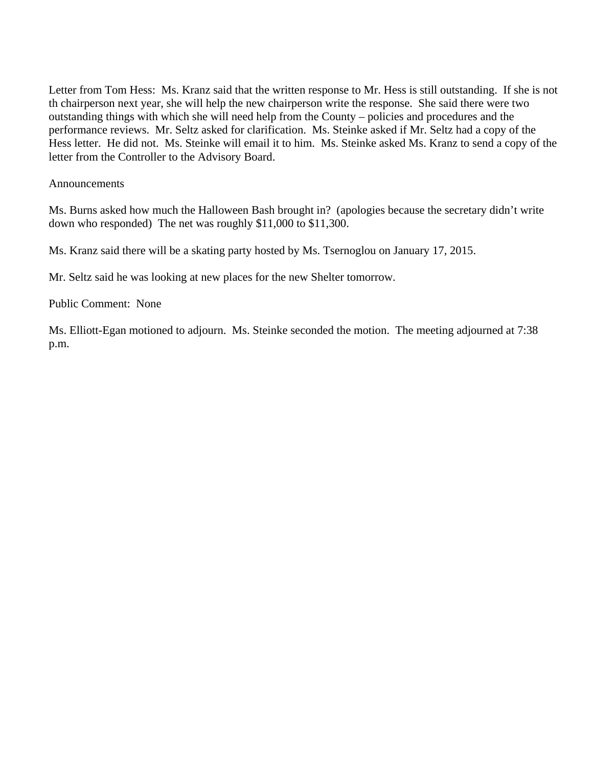Letter from Tom Hess: Ms. Kranz said that the written response to Mr. Hess is still outstanding. If she is not th chairperson next year, she will help the new chairperson write the response. She said there were two outstanding things with which she will need help from the County – policies and procedures and the performance reviews. Mr. Seltz asked for clarification. Ms. Steinke asked if Mr. Seltz had a copy of the Hess letter. He did not. Ms. Steinke will email it to him. Ms. Steinke asked Ms. Kranz to send a copy of the letter from the Controller to the Advisory Board.

Announcements

Ms. Burns asked how much the Halloween Bash brought in? (apologies because the secretary didn't write down who responded) The net was roughly $11,000 to $11,300.

Ms. Kranz said there will be a skating party hosted by Ms. Tsernoglou on January 17, 2015.

Mr. Seltz said he was looking at new places for the new Shelter tomorrow.

Public Comment: None

Ms. Elliott-Egan motioned to adjourn. Ms. Steinke seconded the motion. The meeting adjourned at 7:38 p.m.